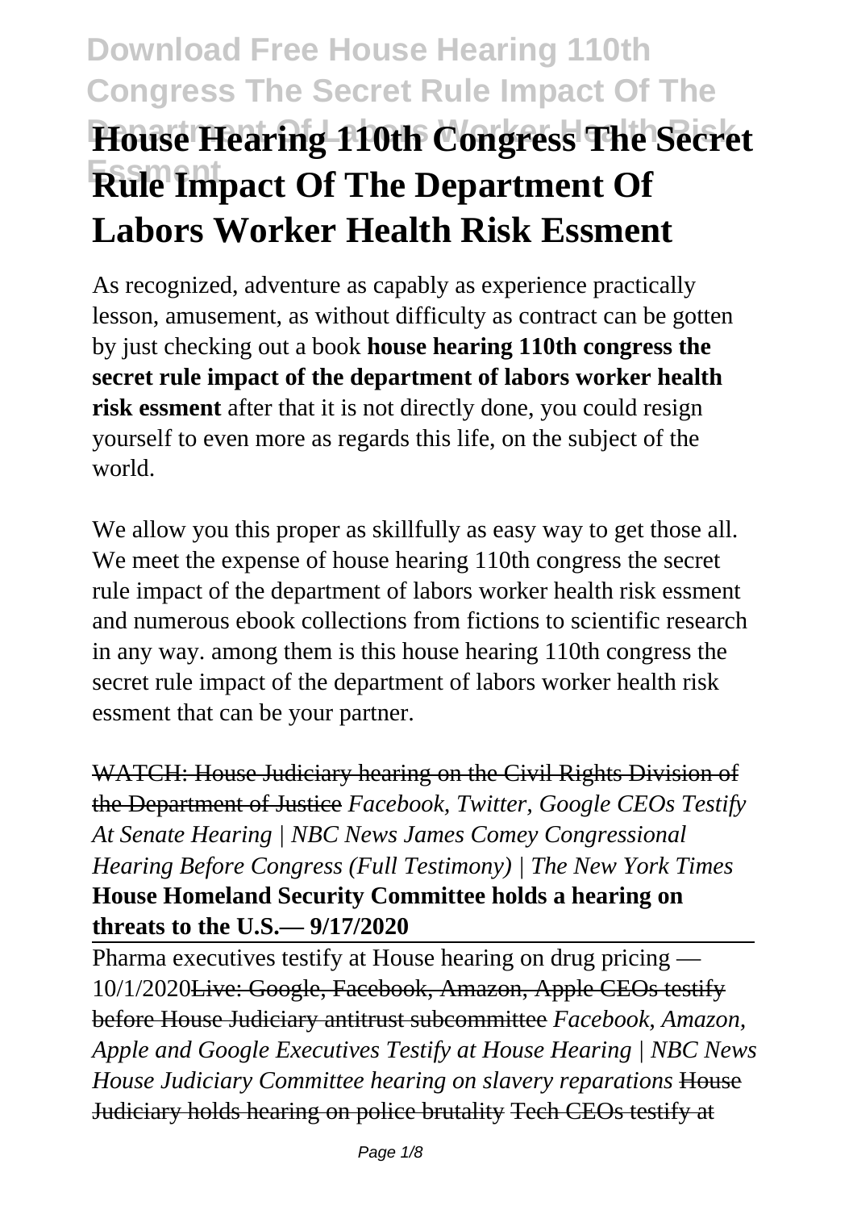# House Hearing 110th Congress The Secret Rule Impact Of The Department Of Labors Worker Health Risk Essment

As recognized, adventure as capably as experience practically lesson, amusement, as without difficulty as contract can be gotten by just checking out a book **house hearing 110th congress the secret rule impact of the department of labors worker health risk essment** after that it is not directly done, you could resign yourself to even more as regards this life, on the subject of the world.

We allow you this proper as skillfully as easy way to get those all. We meet the expense of house hearing 110th congress the secret rule impact of the department of labors worker health risk essment and numerous ebook collections from fictions to scientific research in any way. among them is this house hearing 110th congress the secret rule impact of the department of labors worker health risk essment that can be your partner.

~~WATCH: House Judiciary hearing on the Civil Rights Division of the Department of Justice~~ *Facebook, Twitter, Google CEOs Testify At Senate Hearing | NBC News James Comey Congressional Hearing Before Congress (Full Testimony) | The New York Times* **House Homeland Security Committee holds a hearing on threats to the U.S.— 9/17/2020**

Pharma executives testify at House hearing on drug pricing — 10/1/2020~~Live: Google, Facebook, Amazon, Apple CEOs testify before House Judiciary antitrust subcommittee~~ *Facebook, Amazon, Apple and Google Executives Testify at House Hearing | NBC News House Judiciary Committee hearing on slavery reparations* ~~House Judiciary holds hearing on police brutality~~ ~~Tech CEOs testify at~~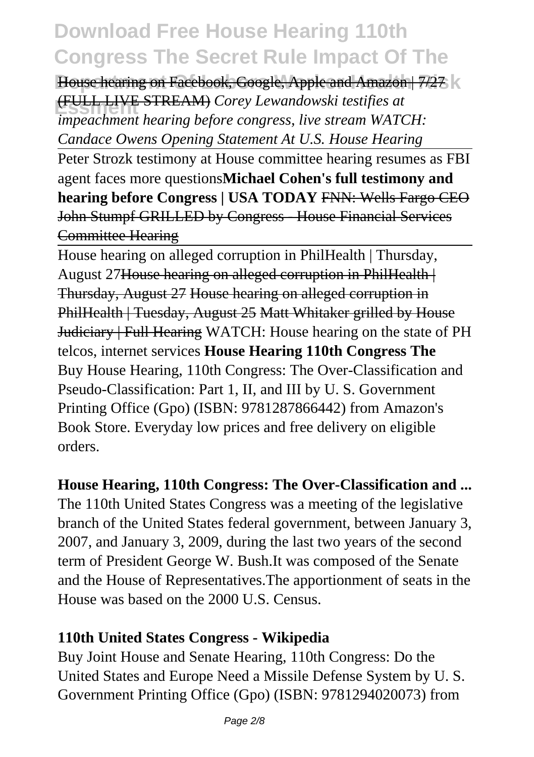House hearing on Facebook, Google, Apple and Amazon | 7/27 (FULL LIVE STREAM) *Corey Lewandowski testifies at impeachment hearing before congress, live stream WATCH: Candace Owens Opening Statement At U.S. House Hearing*

Peter Strozk testimony at House committee hearing resumes as FBI agent faces more questions**Michael Cohen's full testimony and hearing before Congress | USA TODAY** FNN: Wells Fargo CEO John Stumpf GRILLED by Congress - House Financial Services Committee Hearing

House hearing on alleged corruption in PhilHealth | Thursday, August 27House hearing on alleged corruption in PhilHealth | Thursday, August 27 House hearing on alleged corruption in PhilHealth | Tuesday, August 25 Matt Whitaker grilled by House Judiciary | Full Hearing WATCH: House hearing on the state of PH telcos, internet services **House Hearing 110th Congress The**
Buy House Hearing, 110th Congress: The Over-Classification and Pseudo-Classification: Part 1, II, and III by U. S. Government Printing Office (Gpo) (ISBN: 9781287866442) from Amazon's Book Store. Everyday low prices and free delivery on eligible orders.

**House Hearing, 110th Congress: The Over-Classification and ...**
The 110th United States Congress was a meeting of the legislative branch of the United States federal government, between January 3, 2007, and January 3, 2009, during the last two years of the second term of President George W. Bush.It was composed of the Senate and the House of Representatives.The apportionment of seats in the House was based on the 2000 U.S. Census.

**110th United States Congress - Wikipedia**
Buy Joint House and Senate Hearing, 110th Congress: Do the United States and Europe Need a Missile Defense System by U. S. Government Printing Office (Gpo) (ISBN: 9781294020073) from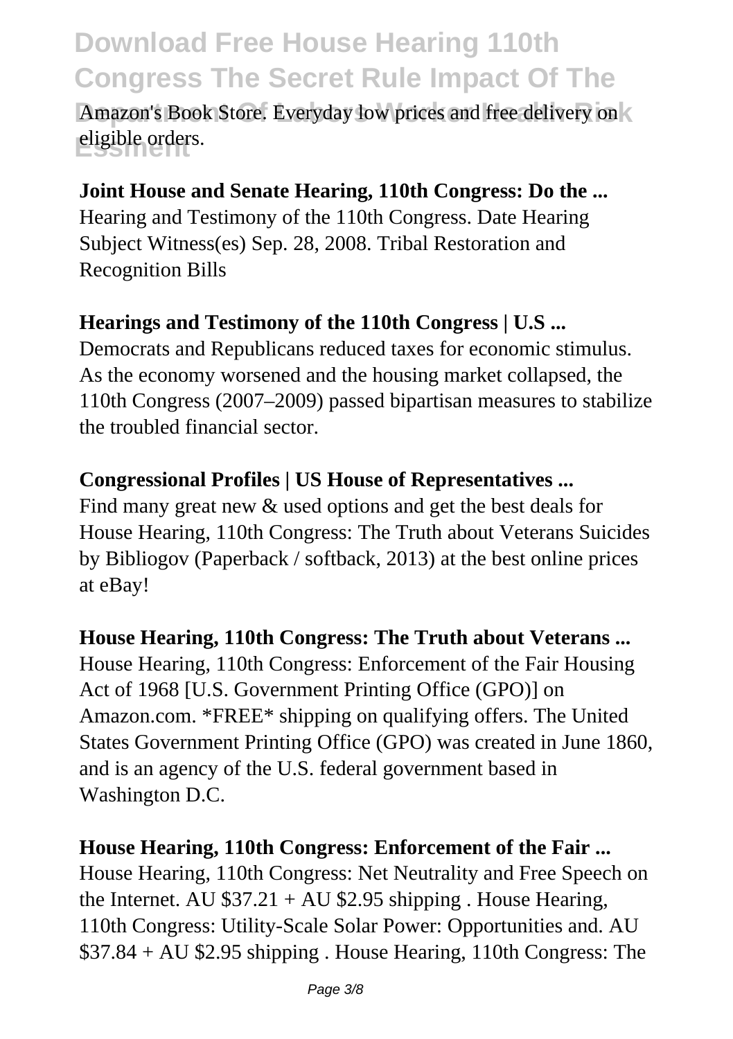Amazon's Book Store. Everyday low prices and free delivery on eligible orders.

**Joint House and Senate Hearing, 110th Congress: Do the ...**

Hearing and Testimony of the 110th Congress. Date Hearing Subject Witness(es) Sep. 28, 2008. Tribal Restoration and Recognition Bills

**Hearings and Testimony of the 110th Congress | U.S ...**

Democrats and Republicans reduced taxes for economic stimulus. As the economy worsened and the housing market collapsed, the 110th Congress (2007–2009) passed bipartisan measures to stabilize the troubled financial sector.

**Congressional Profiles | US House of Representatives ...**

Find many great new & used options and get the best deals for House Hearing, 110th Congress: The Truth about Veterans Suicides by Bibliogov (Paperback / softback, 2013) at the best online prices at eBay!

**House Hearing, 110th Congress: The Truth about Veterans ...**

House Hearing, 110th Congress: Enforcement of the Fair Housing Act of 1968 [U.S. Government Printing Office (GPO)] on Amazon.com. *FREE* shipping on qualifying offers. The United States Government Printing Office (GPO) was created in June 1860, and is an agency of the U.S. federal government based in Washington D.C.

**House Hearing, 110th Congress: Enforcement of the Fair ...**

House Hearing, 110th Congress: Net Neutrality and Free Speech on the Internet. AU $37.21 + AU $2.95 shipping . House Hearing, 110th Congress: Utility-Scale Solar Power: Opportunities and. AU $37.84 + AU $2.95 shipping . House Hearing, 110th Congress: The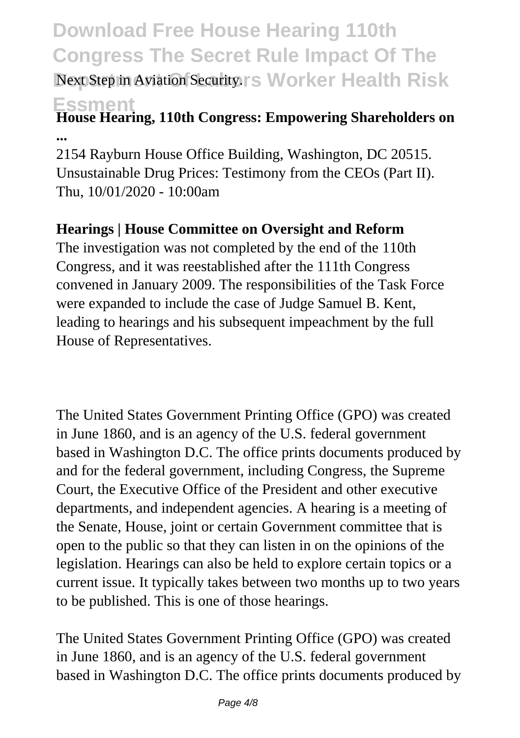Next Step in Aviation Security.

**House Hearing, 110th Congress: Empowering Shareholders on ...**

2154 Rayburn House Office Building, Washington, DC 20515. Unsustainable Drug Prices: Testimony from the CEOs (Part II). Thu, 10/01/2020 - 10:00am

**Hearings | House Committee on Oversight and Reform**

The investigation was not completed by the end of the 110th Congress, and it was reestablished after the 111th Congress convened in January 2009. The responsibilities of the Task Force were expanded to include the case of Judge Samuel B. Kent, leading to hearings and his subsequent impeachment by the full House of Representatives.

The United States Government Printing Office (GPO) was created in June 1860, and is an agency of the U.S. federal government based in Washington D.C. The office prints documents produced by and for the federal government, including Congress, the Supreme Court, the Executive Office of the President and other executive departments, and independent agencies. A hearing is a meeting of the Senate, House, joint or certain Government committee that is open to the public so that they can listen in on the opinions of the legislation. Hearings can also be held to explore certain topics or a current issue. It typically takes between two months up to two years to be published. This is one of those hearings.

The United States Government Printing Office (GPO) was created in June 1860, and is an agency of the U.S. federal government based in Washington D.C. The office prints documents produced by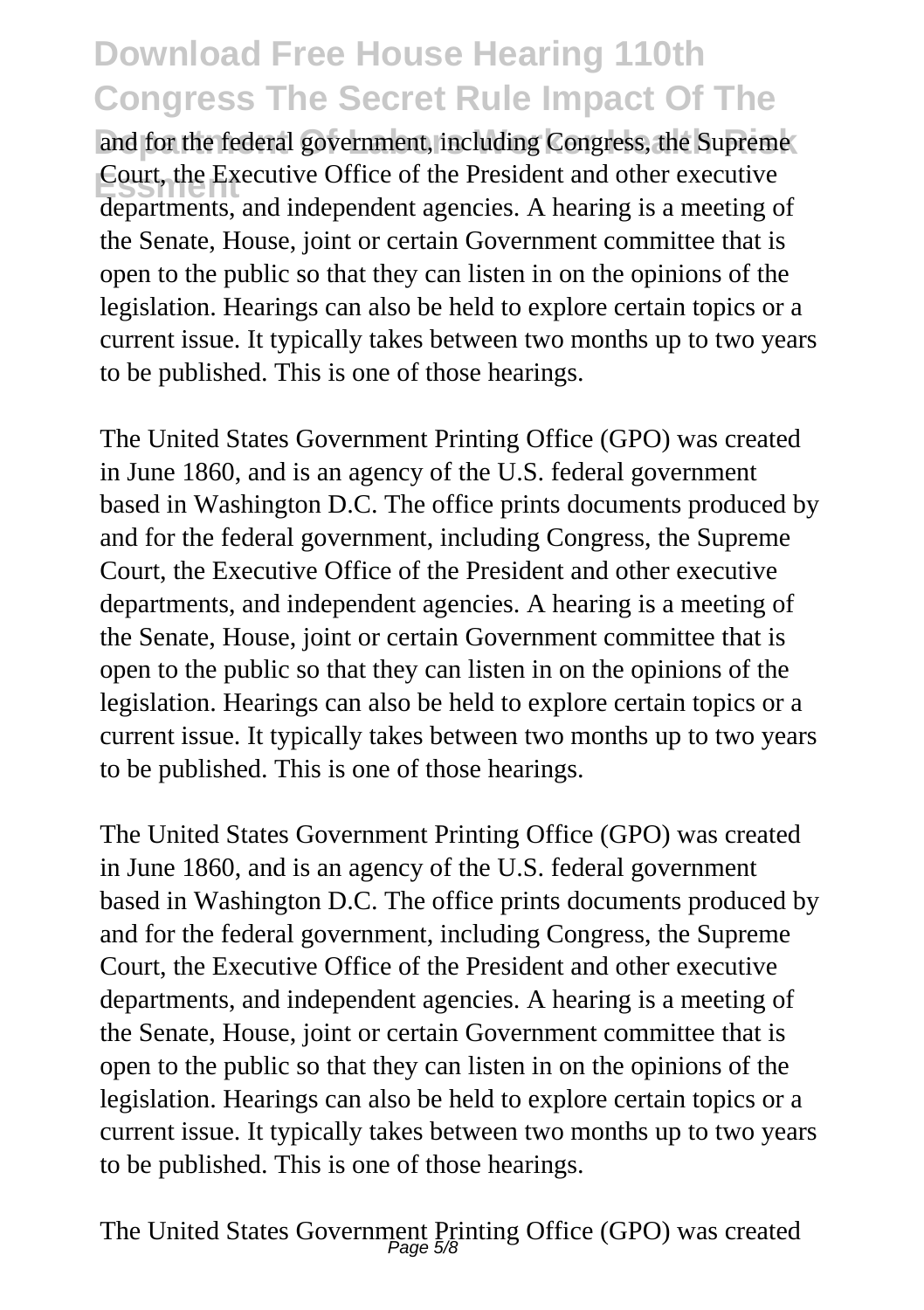and for the federal government, including Congress, the Supreme Court, the Executive Office of the President and other executive departments, and independent agencies. A hearing is a meeting of the Senate, House, joint or certain Government committee that is open to the public so that they can listen in on the opinions of the legislation. Hearings can also be held to explore certain topics or a current issue. It typically takes between two months up to two years to be published. This is one of those hearings.

The United States Government Printing Office (GPO) was created in June 1860, and is an agency of the U.S. federal government based in Washington D.C. The office prints documents produced by and for the federal government, including Congress, the Supreme Court, the Executive Office of the President and other executive departments, and independent agencies. A hearing is a meeting of the Senate, House, joint or certain Government committee that is open to the public so that they can listen in on the opinions of the legislation. Hearings can also be held to explore certain topics or a current issue. It typically takes between two months up to two years to be published. This is one of those hearings.

The United States Government Printing Office (GPO) was created in June 1860, and is an agency of the U.S. federal government based in Washington D.C. The office prints documents produced by and for the federal government, including Congress, the Supreme Court, the Executive Office of the President and other executive departments, and independent agencies. A hearing is a meeting of the Senate, House, joint or certain Government committee that is open to the public so that they can listen in on the opinions of the legislation. Hearings can also be held to explore certain topics or a current issue. It typically takes between two months up to two years to be published. This is one of those hearings.

The United States Government Printing Office (GPO) was created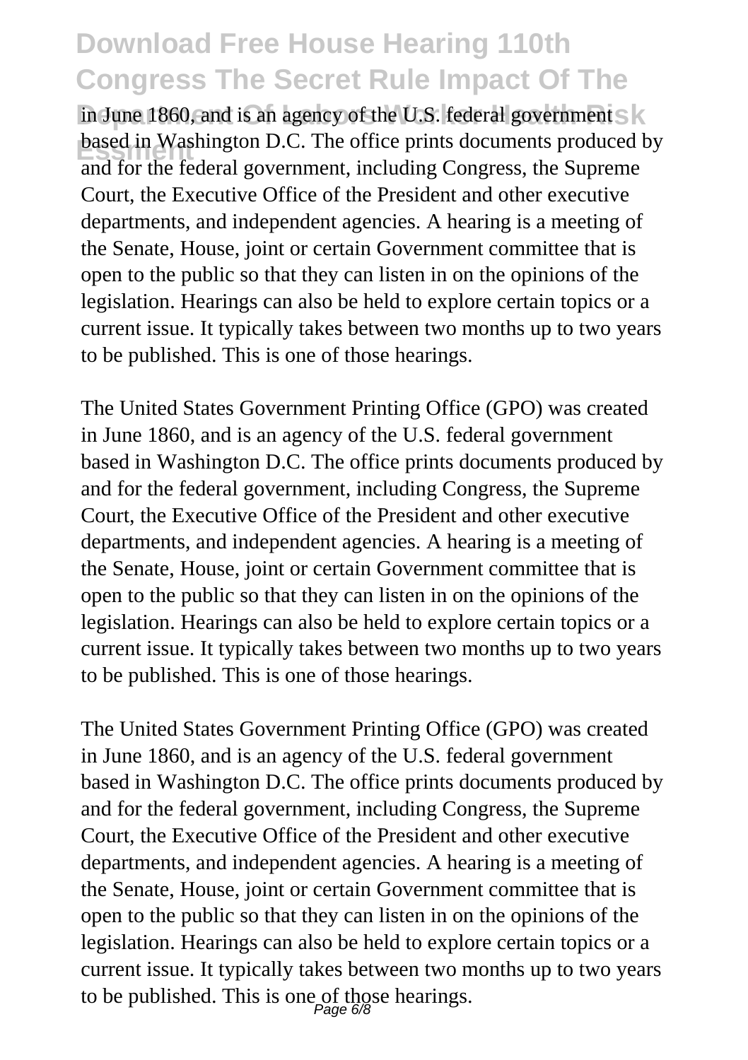in June 1860, and is an agency of the U.S. federal government based in Washington D.C. The office prints documents produced by and for the federal government, including Congress, the Supreme Court, the Executive Office of the President and other executive departments, and independent agencies. A hearing is a meeting of the Senate, House, joint or certain Government committee that is open to the public so that they can listen in on the opinions of the legislation. Hearings can also be held to explore certain topics or a current issue. It typically takes between two months up to two years to be published. This is one of those hearings.

The United States Government Printing Office (GPO) was created in June 1860, and is an agency of the U.S. federal government based in Washington D.C. The office prints documents produced by and for the federal government, including Congress, the Supreme Court, the Executive Office of the President and other executive departments, and independent agencies. A hearing is a meeting of the Senate, House, joint or certain Government committee that is open to the public so that they can listen in on the opinions of the legislation. Hearings can also be held to explore certain topics or a current issue. It typically takes between two months up to two years to be published. This is one of those hearings.

The United States Government Printing Office (GPO) was created in June 1860, and is an agency of the U.S. federal government based in Washington D.C. The office prints documents produced by and for the federal government, including Congress, the Supreme Court, the Executive Office of the President and other executive departments, and independent agencies. A hearing is a meeting of the Senate, House, joint or certain Government committee that is open to the public so that they can listen in on the opinions of the legislation. Hearings can also be held to explore certain topics or a current issue. It typically takes between two months up to two years to be published. This is one of those hearings.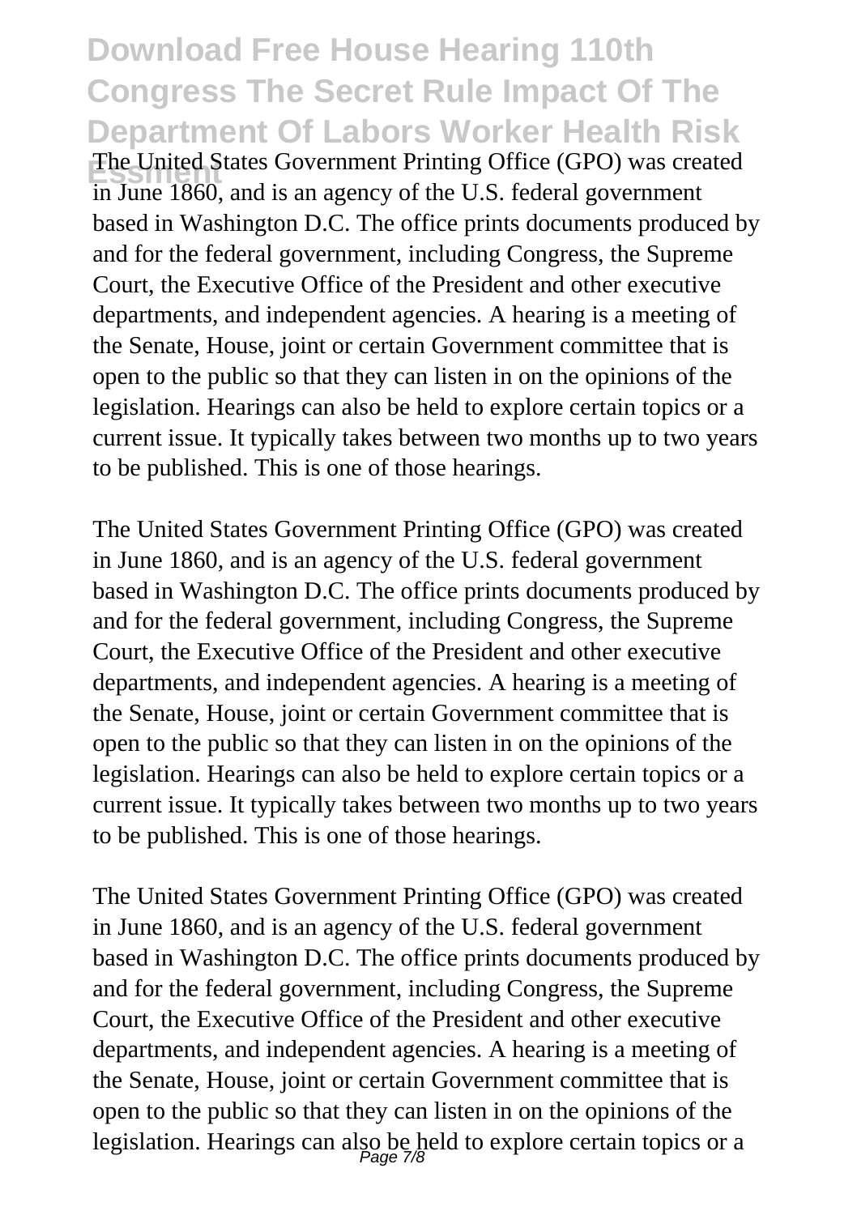The United States Government Printing Office (GPO) was created in June 1860, and is an agency of the U.S. federal government based in Washington D.C. The office prints documents produced by and for the federal government, including Congress, the Supreme Court, the Executive Office of the President and other executive departments, and independent agencies. A hearing is a meeting of the Senate, House, joint or certain Government committee that is open to the public so that they can listen in on the opinions of the legislation. Hearings can also be held to explore certain topics or a current issue. It typically takes between two months up to two years to be published. This is one of those hearings.

The United States Government Printing Office (GPO) was created in June 1860, and is an agency of the U.S. federal government based in Washington D.C. The office prints documents produced by and for the federal government, including Congress, the Supreme Court, the Executive Office of the President and other executive departments, and independent agencies. A hearing is a meeting of the Senate, House, joint or certain Government committee that is open to the public so that they can listen in on the opinions of the legislation. Hearings can also be held to explore certain topics or a current issue. It typically takes between two months up to two years to be published. This is one of those hearings.

The United States Government Printing Office (GPO) was created in June 1860, and is an agency of the U.S. federal government based in Washington D.C. The office prints documents produced by and for the federal government, including Congress, the Supreme Court, the Executive Office of the President and other executive departments, and independent agencies. A hearing is a meeting of the Senate, House, joint or certain Government committee that is open to the public so that they can listen in on the opinions of the legislation. Hearings can also be held to explore certain topics or a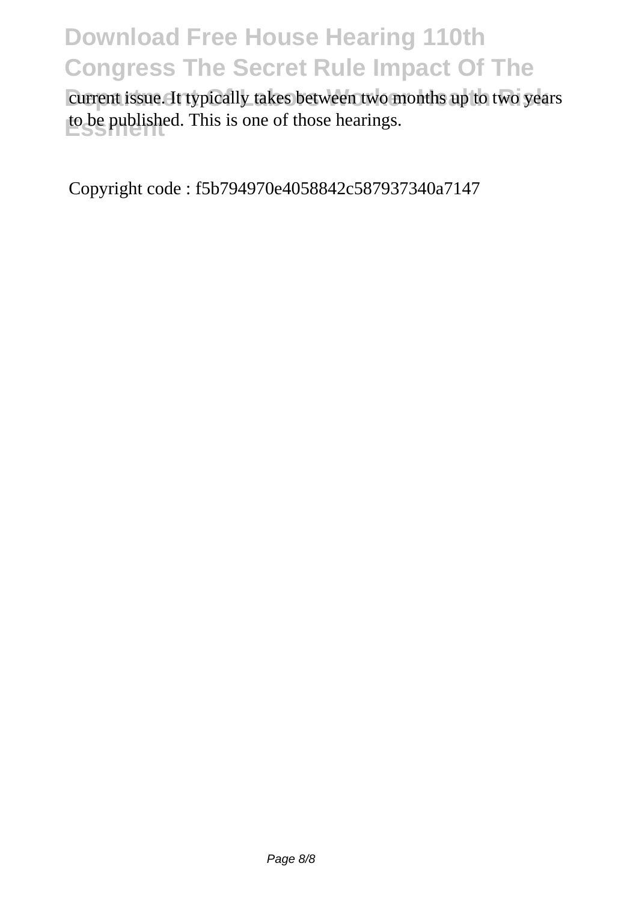current issue. It typically takes between two months up to two years to be published. This is one of those hearings.

Copyright code : f5b794970e4058842c587937340a7147